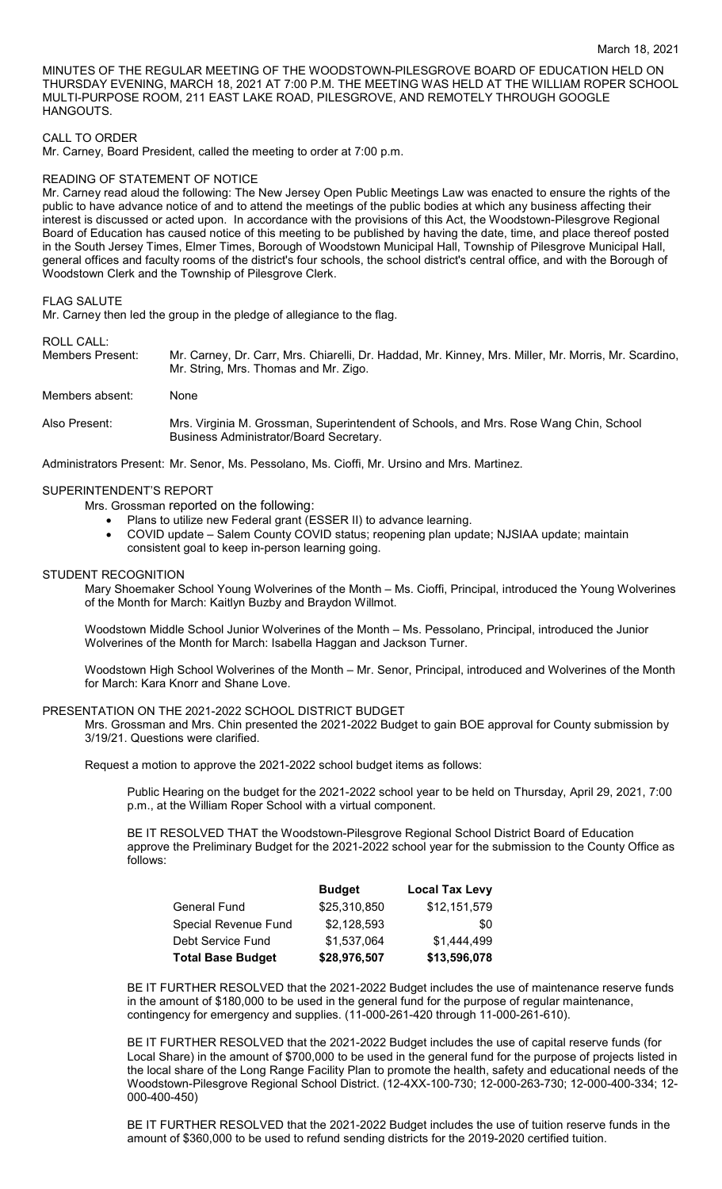March 18, 2021

MINUTES OF THE REGULAR MEETING OF THE WOODSTOWN-PILESGROVE BOARD OF EDUCATION HELD ON THURSDAY EVENING, MARCH 18, 2021 AT 7:00 P.M. THE MEETING WAS HELD AT THE WILLIAM ROPER SCHOOL MULTI-PURPOSE ROOM, 211 EAST LAKE ROAD, PILESGROVE, AND REMOTELY THROUGH GOOGLE HANGOUTS.

CALL TO ORDER

Mr. Carney, Board President, called the meeting to order at 7:00 p.m.

READING OF STATEMENT OF NOTICE

Mr. Carney read aloud the following: The New Jersey Open Public Meetings Law was enacted to ensure the rights of the public to have advance notice of and to attend the meetings of the public bodies at which any business affecting their interest is discussed or acted upon. In accordance with the provisions of this Act, the Woodstown-Pilesgrove Regional Board of Education has caused notice of this meeting to be published by having the date, time, and place thereof posted in the South Jersey Times, Elmer Times, Borough of Woodstown Municipal Hall, Township of Pilesgrove Municipal Hall, general offices and faculty rooms of the district's four schools, the school district's central office, and with the Borough of Woodstown Clerk and the Township of Pilesgrove Clerk.

FLAG SALUTE

Mr. Carney then led the group in the pledge of allegiance to the flag.

ROLL CALL:

Members Present: Mr. Carney, Dr. Carr, Mrs. Chiarelli, Dr. Haddad, Mr. Kinney, Mrs. Miller, Mr. Morris, Mr. Scardino, Mr. String, Mrs. Thomas and Mr. Zigo.

Members absent: None

Also Present: Mrs. Virginia M. Grossman, Superintendent of Schools, and Mrs. Rose Wang Chin, School Business Administrator/Board Secretary.

Administrators Present: Mr. Senor, Ms. Pessolano, Ms. Cioffi, Mr. Ursino and Mrs. Martinez.

SUPERINTENDENT'S REPORT

Mrs. Grossman reported on the following:

- Plans to utilize new Federal grant (ESSER II) to advance learning.
- COVID update – Salem County COVID status; reopening plan update; NJSIAA update; maintain consistent goal to keep in-person learning going.

STUDENT RECOGNITION

Mary Shoemaker School Young Wolverines of the Month – Ms. Cioffi, Principal, introduced the Young Wolverines of the Month for March: Kaitlyn Buzby and Braydon Willmot.

Woodstown Middle School Junior Wolverines of the Month – Ms. Pessolano, Principal, introduced the Junior Wolverines of the Month for March: Isabella Haggan and Jackson Turner.

Woodstown High School Wolverines of the Month – Mr. Senor, Principal, introduced and Wolverines of the Month for March: Kara Knorr and Shane Love.

PRESENTATION ON THE 2021-2022 SCHOOL DISTRICT BUDGET

Mrs. Grossman and Mrs. Chin presented the 2021-2022 Budget to gain BOE approval for County submission by 3/19/21. Questions were clarified.

Request a motion to approve the 2021-2022 school budget items as follows:

Public Hearing on the budget for the 2021-2022 school year to be held on Thursday, April 29, 2021, 7:00 p.m., at the William Roper School with a virtual component.

BE IT RESOLVED THAT the Woodstown-Pilesgrove Regional School District Board of Education approve the Preliminary Budget for the 2021-2022 school year for the submission to the County Office as follows:

| | Budget | Local Tax Levy |
|---|---|---|
| General Fund | $25,310,850 | $12,151,579 |
| Special Revenue Fund | $2,128,593 | $0 |
| Debt Service Fund | $1,537,064 | $1,444,499 |
| **Total Base Budget** | **$28,976,507** | **$13,596,078** |

BE IT FURTHER RESOLVED that the 2021-2022 Budget includes the use of maintenance reserve funds in the amount of $180,000 to be used in the general fund for the purpose of regular maintenance, contingency for emergency and supplies. (11-000-261-420 through 11-000-261-610).

BE IT FURTHER RESOLVED that the 2021-2022 Budget includes the use of capital reserve funds (for Local Share) in the amount of $700,000 to be used in the general fund for the purpose of projects listed in the local share of the Long Range Facility Plan to promote the health, safety and educational needs of the Woodstown-Pilesgrove Regional School District. (12-4XX-100-730; 12-000-263-730; 12-000-400-334; 12-000-400-450)

BE IT FURTHER RESOLVED that the 2021-2022 Budget includes the use of tuition reserve funds in the amount of $360,000 to be used to refund sending districts for the 2019-2020 certified tuition.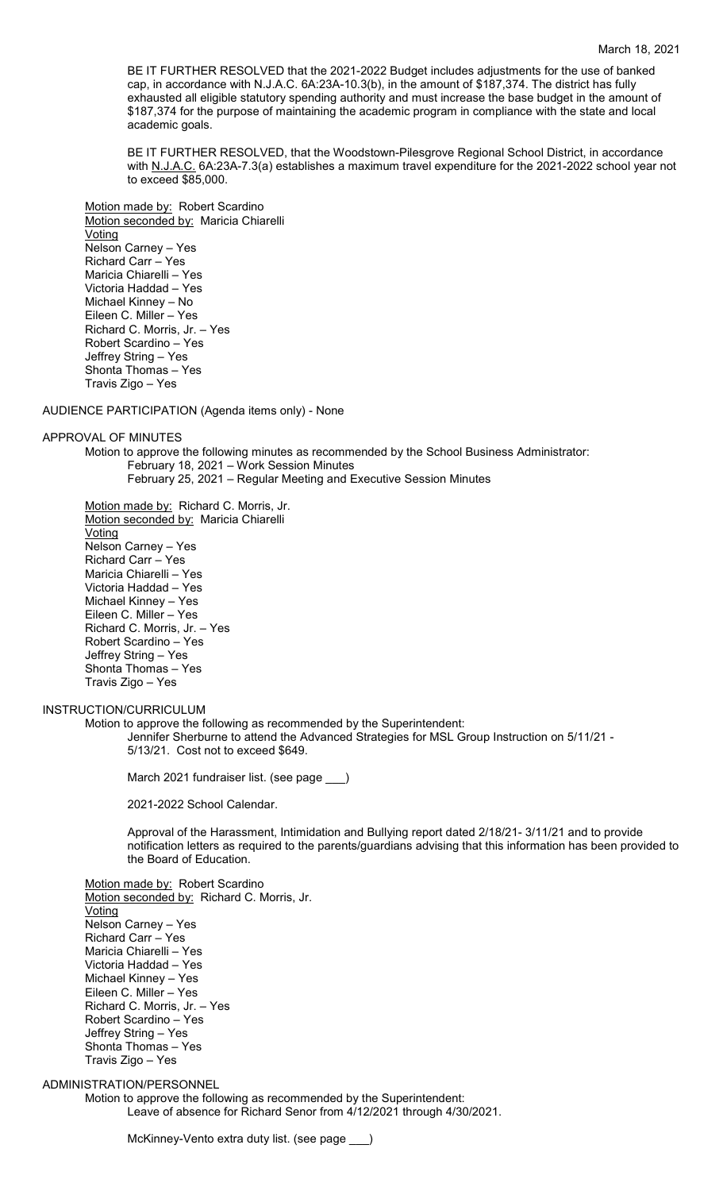BE IT FURTHER RESOLVED that the 2021-2022 Budget includes adjustments for the use of banked cap, in accordance with N.J.A.C. 6A:23A-10.3(b), in the amount of $187,374. The district has fully exhausted all eligible statutory spending authority and must increase the base budget in the amount of $187,374 for the purpose of maintaining the academic program in compliance with the state and local academic goals.

BE IT FURTHER RESOLVED, that the Woodstown-Pilesgrove Regional School District, in accordance with N.J.A.C. 6A:23A-7.3(a) establishes a maximum travel expenditure for the 2021-2022 school year not to exceed $85,000.

Motion made by: Robert Scardino
Motion seconded by: Maricia Chiarelli
Voting
Nelson Carney – Yes
Richard Carr – Yes
Maricia Chiarelli – Yes
Victoria Haddad – Yes
Michael Kinney – No
Eileen C. Miller – Yes
Richard C. Morris, Jr. – Yes
Robert Scardino – Yes
Jeffrey String – Yes
Shonta Thomas – Yes
Travis Zigo – Yes

AUDIENCE PARTICIPATION (Agenda items only) - None

APPROVAL OF MINUTES

Motion to approve the following minutes as recommended by the School Business Administrator:
February 18, 2021 – Work Session Minutes
February 25, 2021 – Regular Meeting and Executive Session Minutes

Motion made by: Richard C. Morris, Jr.
Motion seconded by: Maricia Chiarelli
Voting
Nelson Carney – Yes
Richard Carr – Yes
Maricia Chiarelli – Yes
Victoria Haddad – Yes
Michael Kinney – Yes
Eileen C. Miller – Yes
Richard C. Morris, Jr. – Yes
Robert Scardino – Yes
Jeffrey String – Yes
Shonta Thomas – Yes
Travis Zigo – Yes

INSTRUCTION/CURRICULUM

Motion to approve the following as recommended by the Superintendent:

Jennifer Sherburne to attend the Advanced Strategies for MSL Group Instruction on 5/11/21 - 5/13/21. Cost not to exceed $649.

March 2021 fundraiser list. (see page ___)

2021-2022 School Calendar.

Approval of the Harassment, Intimidation and Bullying report dated 2/18/21- 3/11/21 and to provide notification letters as required to the parents/guardians advising that this information has been provided to the Board of Education.

Motion made by: Robert Scardino
Motion seconded by: Richard C. Morris, Jr.
Voting
Nelson Carney – Yes
Richard Carr – Yes
Maricia Chiarelli – Yes
Victoria Haddad – Yes
Michael Kinney – Yes
Eileen C. Miller – Yes
Richard C. Morris, Jr. – Yes
Robert Scardino – Yes
Jeffrey String – Yes
Shonta Thomas – Yes
Travis Zigo – Yes

ADMINISTRATION/PERSONNEL

Motion to approve the following as recommended by the Superintendent:

Leave of absence for Richard Senor from 4/12/2021 through 4/30/2021.

McKinney-Vento extra duty list. (see page ___)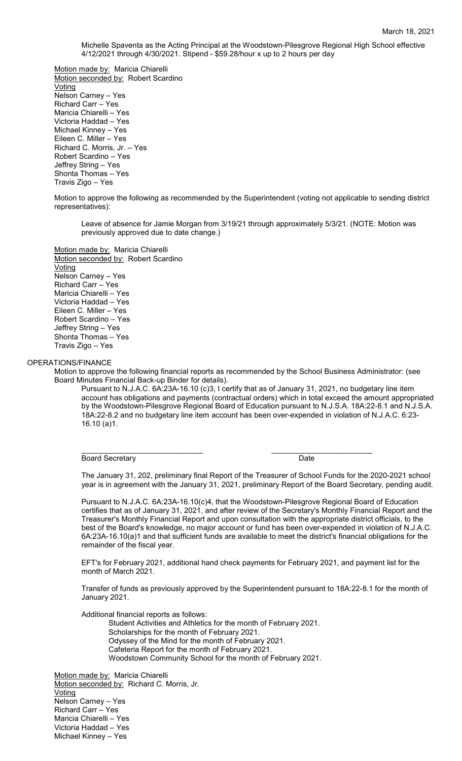Michelle Spaventa as the Acting Principal at the Woodstown-Pilesgrove Regional High School effective 4/12/2021 through 4/30/2021. Stipend - $59.28/hour x up to 2 hours per day

Motion made by: Maricia Chiarelli
Motion seconded by: Robert Scardino
Voting
Nelson Carney – Yes
Richard Carr – Yes
Maricia Chiarelli – Yes
Victoria Haddad – Yes
Michael Kinney – Yes
Eileen C. Miller – Yes
Richard C. Morris, Jr. – Yes
Robert Scardino – Yes
Jeffrey String – Yes
Shonta Thomas – Yes
Travis Zigo – Yes

Motion to approve the following as recommended by the Superintendent (voting not applicable to sending district representatives):

Leave of absence for Jamie Morgan from 3/19/21 through approximately 5/3/21. (NOTE: Motion was previously approved due to date change.)

Motion made by: Maricia Chiarelli
Motion seconded by: Robert Scardino
Voting
Nelson Carney – Yes
Richard Carr – Yes
Maricia Chiarelli – Yes
Victoria Haddad – Yes
Eileen C. Miller – Yes
Robert Scardino – Yes
Jeffrey String – Yes
Shonta Thomas – Yes
Travis Zigo – Yes

OPERATIONS/FINANCE

Motion to approve the following financial reports as recommended by the School Business Administrator: (see Board Minutes Financial Back-up Binder for details).

Pursuant to N.J.A.C. 6A:23A-16.10 (c)3, I certify that as of January 31, 2021, no budgetary line item account has obligations and payments (contractual orders) which in total exceed the amount appropriated by the Woodstown-Pilesgrove Regional Board of Education pursuant to N.J.S.A. 18A:22-8.1 and N.J.S.A. 18A:22-8.2 and no budgetary line item account has been over-expended in violation of N.J.A.C. 6:23-16.10 (a)1.

______________________________ ________________________
Board Secretary Date

The January 31, 202, preliminary final Report of the Treasurer of School Funds for the 2020-2021 school year is in agreement with the January 31, 2021, preliminary Report of the Board Secretary, pending audit.

Pursuant to N.J.A.C. 6A:23A-16.10(c)4, that the Woodstown-Pilesgrove Regional Board of Education certifies that as of January 31, 2021, and after review of the Secretary's Monthly Financial Report and the Treasurer's Monthly Financial Report and upon consultation with the appropriate district officials, to the best of the Board's knowledge, no major account or fund has been over-expended in violation of N.J.A.C. 6A:23A-16.10(a)1 and that sufficient funds are available to meet the district's financial obligations for the remainder of the fiscal year.

EFT's for February 2021, additional hand check payments for February 2021, and payment list for the month of March 2021.

Transfer of funds as previously approved by the Superintendent pursuant to 18A:22-8.1 for the month of January 2021.

Additional financial reports as follows:

- Student Activities and Athletics for the month of February 2021.
- Scholarships for the month of February 2021.
- Odyssey of the Mind for the month of February 2021.
- Cafeteria Report for the month of February 2021.
- Woodstown Community School for the month of February 2021.

Motion made by: Maricia Chiarelli
Motion seconded by: Richard C. Morris, Jr.
Voting
Nelson Carney – Yes
Richard Carr – Yes
Maricia Chiarelli – Yes
Victoria Haddad – Yes
Michael Kinney – Yes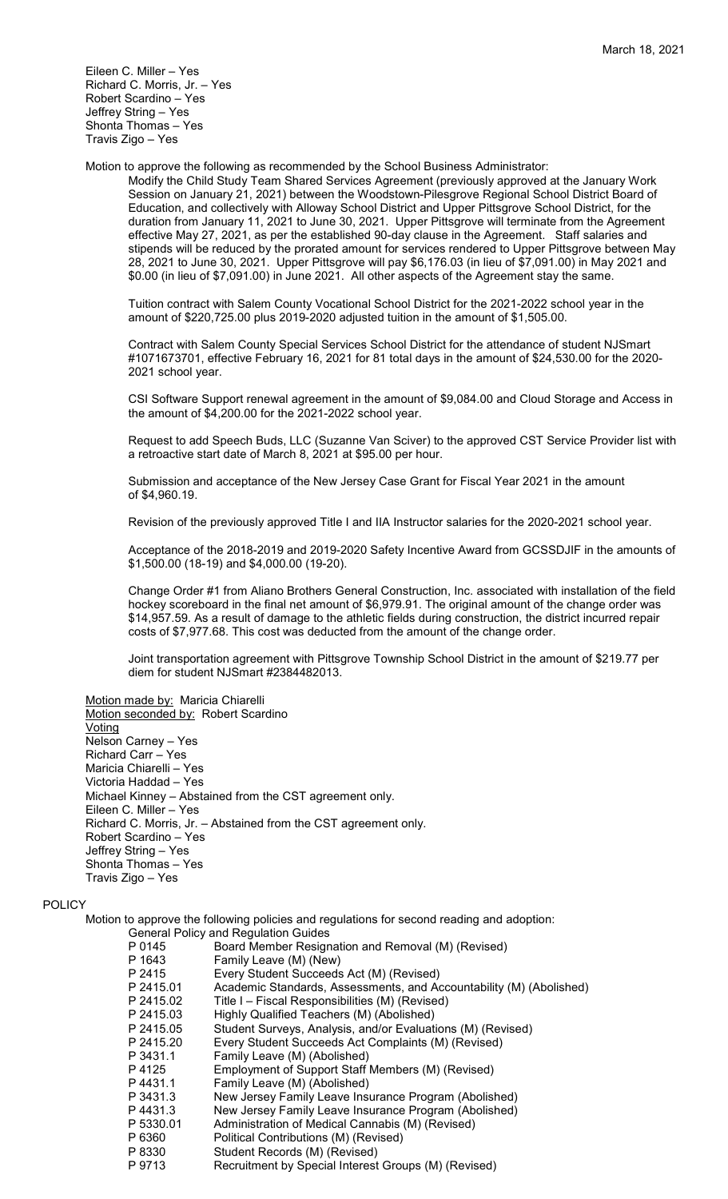Eileen C. Miller – Yes
Richard C. Morris, Jr. – Yes
Robert Scardino – Yes
Jeffrey String – Yes
Shonta Thomas – Yes
Travis Zigo – Yes

Motion to approve the following as recommended by the School Business Administrator:

Modify the Child Study Team Shared Services Agreement (previously approved at the January Work Session on January 21, 2021) between the Woodstown-Pilesgrove Regional School District Board of Education, and collectively with Alloway School District and Upper Pittsgrove School District, for the duration from January 11, 2021 to June 30, 2021. Upper Pittsgrove will terminate from the Agreement effective May 27, 2021, as per the established 90-day clause in the Agreement. Staff salaries and stipends will be reduced by the prorated amount for services rendered to Upper Pittsgrove between May 28, 2021 to June 30, 2021. Upper Pittsgrove will pay $6,176.03 (in lieu of $7,091.00) in May 2021 and $0.00 (in lieu of $7,091.00) in June 2021. All other aspects of the Agreement stay the same.

Tuition contract with Salem County Vocational School District for the 2021-2022 school year in the amount of $220,725.00 plus 2019-2020 adjusted tuition in the amount of $1,505.00.

Contract with Salem County Special Services School District for the attendance of student NJSmart #1071673701, effective February 16, 2021 for 81 total days in the amount of $24,530.00 for the 2020-2021 school year.

CSI Software Support renewal agreement in the amount of $9,084.00 and Cloud Storage and Access in the amount of $4,200.00 for the 2021-2022 school year.

Request to add Speech Buds, LLC (Suzanne Van Sciver) to the approved CST Service Provider list with a retroactive start date of March 8, 2021 at $95.00 per hour.

Submission and acceptance of the New Jersey Case Grant for Fiscal Year 2021 in the amount of $4,960.19.

Revision of the previously approved Title I and IIA Instructor salaries for the 2020-2021 school year.

Acceptance of the 2018-2019 and 2019-2020 Safety Incentive Award from GCSSDJIF in the amounts of $1,500.00 (18-19) and $4,000.00 (19-20).

Change Order #1 from Aliano Brothers General Construction, Inc. associated with installation of the field hockey scoreboard in the final net amount of $6,979.91. The original amount of the change order was $14,957.59. As a result of damage to the athletic fields during construction, the district incurred repair costs of $7,977.68. This cost was deducted from the amount of the change order.

Joint transportation agreement with Pittsgrove Township School District in the amount of $219.77 per diem for student NJSmart #2384482013.

Motion made by: Maricia Chiarelli
Motion seconded by: Robert Scardino
Voting
Nelson Carney – Yes
Richard Carr – Yes
Maricia Chiarelli – Yes
Victoria Haddad – Yes
Michael Kinney – Abstained from the CST agreement only.
Eileen C. Miller – Yes
Richard C. Morris, Jr. – Abstained from the CST agreement only.
Robert Scardino – Yes
Jeffrey String – Yes
Shonta Thomas – Yes
Travis Zigo – Yes

## POLICY

Motion to approve the following policies and regulations for second reading and adoption:

General Policy and Regulation Guides

| | |
|---|---|
| P 0145 | Board Member Resignation and Removal (M) (Revised) |
| P 1643 | Family Leave (M) (New) |
| P 2415 | Every Student Succeeds Act (M) (Revised) |
| P 2415.01 | Academic Standards, Assessments, and Accountability (M) (Abolished) |
| P 2415.02 | Title I – Fiscal Responsibilities (M) (Revised) |
| P 2415.03 | Highly Qualified Teachers (M) (Abolished) |
| P 2415.05 | Student Surveys, Analysis, and/or Evaluations (M) (Revised) |
| P 2415.20 | Every Student Succeeds Act Complaints (M) (Revised) |
| P 3431.1 | Family Leave (M) (Abolished) |
| P 4125 | Employment of Support Staff Members (M) (Revised) |
| P 4431.1 | Family Leave (M) (Abolished) |
| P 3431.3 | New Jersey Family Leave Insurance Program (Abolished) |
| P 4431.3 | New Jersey Family Leave Insurance Program (Abolished) |
| P 5330.01 | Administration of Medical Cannabis (M) (Revised) |
| P 6360 | Political Contributions (M) (Revised) |
| P 8330 | Student Records (M) (Revised) |
| P 9713 | Recruitment by Special Interest Groups (M) (Revised) |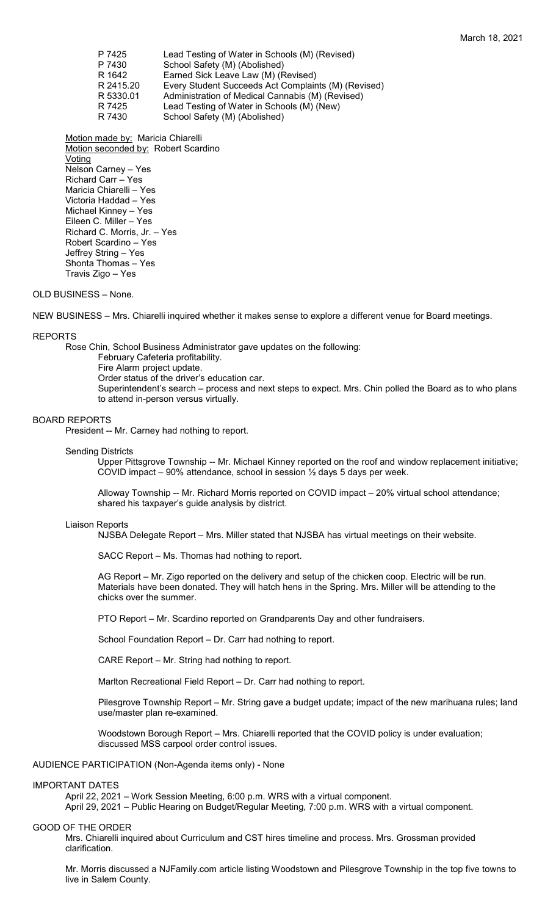| | |
|---|---|
| P 7425 | Lead Testing of Water in Schools (M) (Revised) |
| P 7430 | School Safety (M) (Abolished) |
| R 1642 | Earned Sick Leave Law (M) (Revised) |
| R 2415.20 | Every Student Succeeds Act Complaints (M) (Revised) |
| R 5330.01 | Administration of Medical Cannabis (M) (Revised) |
| R 7425 | Lead Testing of Water in Schools (M) (New) |
| R 7430 | School Safety (M) (Abolished) |

Motion made by: Maricia Chiarelli
Motion seconded by: Robert Scardino
Voting
Nelson Carney – Yes
Richard Carr – Yes
Maricia Chiarelli – Yes
Victoria Haddad – Yes
Michael Kinney – Yes
Eileen C. Miller – Yes
Richard C. Morris, Jr. – Yes
Robert Scardino – Yes
Jeffrey String – Yes
Shonta Thomas – Yes
Travis Zigo – Yes

OLD BUSINESS – None.

NEW BUSINESS – Mrs. Chiarelli inquired whether it makes sense to explore a different venue for Board meetings.

REPORTS

Rose Chin, School Business Administrator gave updates on the following:

February Cafeteria profitability.
Fire Alarm project update.
Order status of the driver's education car.
Superintendent's search – process and next steps to expect. Mrs. Chin polled the Board as to who plans to attend in-person versus virtually.

BOARD REPORTS

President -- Mr. Carney had nothing to report.

Sending Districts

Upper Pittsgrove Township -- Mr. Michael Kinney reported on the roof and window replacement initiative; COVID impact – 90% attendance, school in session ½ days 5 days per week.

Alloway Township -- Mr. Richard Morris reported on COVID impact – 20% virtual school attendance; shared his taxpayer's guide analysis by district.

Liaison Reports

NJSBA Delegate Report – Mrs. Miller stated that NJSBA has virtual meetings on their website.

SACC Report – Ms. Thomas had nothing to report.

AG Report – Mr. Zigo reported on the delivery and setup of the chicken coop. Electric will be run. Materials have been donated. They will hatch hens in the Spring. Mrs. Miller will be attending to the chicks over the summer.

PTO Report – Mr. Scardino reported on Grandparents Day and other fundraisers.

School Foundation Report – Dr. Carr had nothing to report.

CARE Report – Mr. String had nothing to report.

Marlton Recreational Field Report – Dr. Carr had nothing to report.

Pilesgrove Township Report – Mr. String gave a budget update; impact of the new marihuana rules; land use/master plan re-examined.

Woodstown Borough Report – Mrs. Chiarelli reported that the COVID policy is under evaluation; discussed MSS carpool order control issues.

AUDIENCE PARTICIPATION (Non-Agenda items only) - None

IMPORTANT DATES

April 22, 2021 – Work Session Meeting, 6:00 p.m. WRS with a virtual component.
April 29, 2021 – Public Hearing on Budget/Regular Meeting, 7:00 p.m. WRS with a virtual component.

GOOD OF THE ORDER

Mrs. Chiarelli inquired about Curriculum and CST hires timeline and process. Mrs. Grossman provided clarification.

Mr. Morris discussed a NJFamily.com article listing Woodstown and Pilesgrove Township in the top five towns to live in Salem County.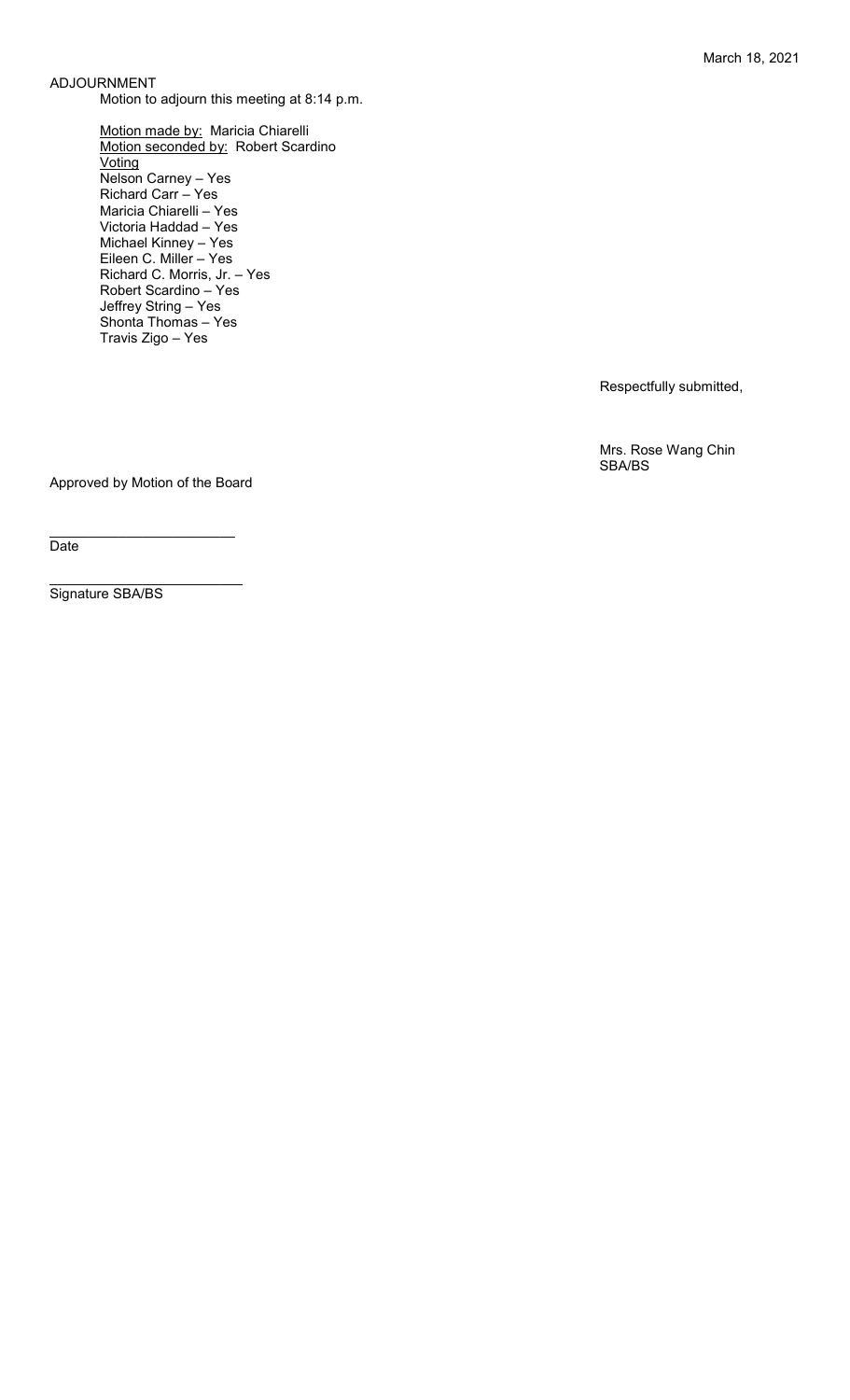## ADJOURNMENT

Motion to adjourn this meeting at 8:14 p.m.

Motion made by: Maricia Chiarelli
Motion seconded by: Robert Scardino
Voting
Nelson Carney – Yes
Richard Carr – Yes
Maricia Chiarelli – Yes
Victoria Haddad – Yes
Michael Kinney – Yes
Eileen C. Miller – Yes
Richard C. Morris, Jr. – Yes
Robert Scardino – Yes
Jeffrey String – Yes
Shonta Thomas – Yes
Travis Zigo – Yes

Respectfully submitted,

Mrs. Rose Wang Chin
SBA/BS

Approved by Motion of the Board

________________________
Date

__________________________
Signature SBA/BS